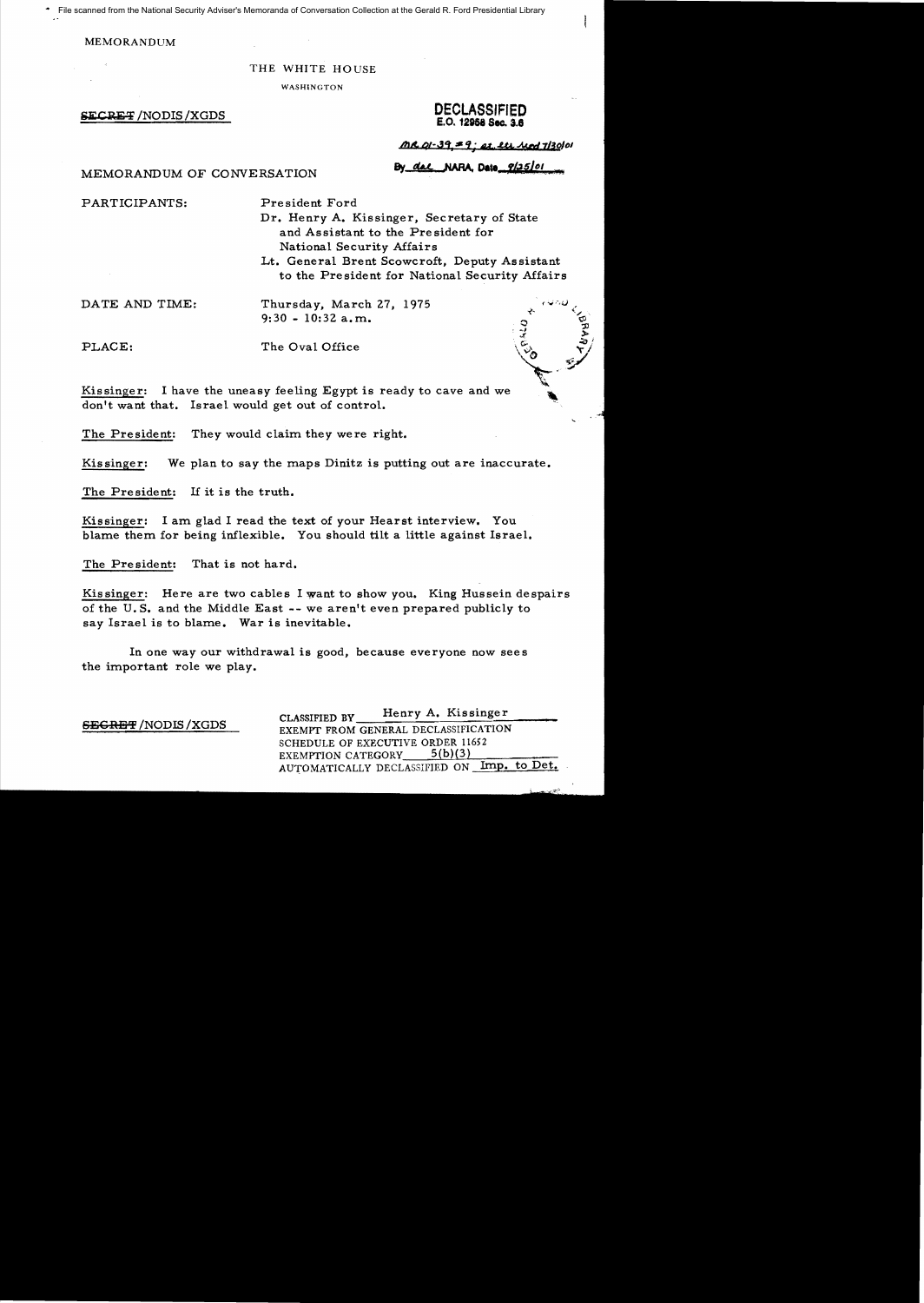File scanned from the National Security Adviser's Memoranda of Conversation Collection at the Gerald R. Ford Presidential Library

MEMORANDUM

THE WHITE HOUSE

WASHINGTON

~~SECRET~~/NODIS/XGDS

**DECLASSIFIED**
**E.O. 12958 Sec. 3.6**

MR 01-39, #9; St. ltr dtd 7/30/01

By dal NARA, Date 9/25/01

MEMORANDUM OF CONVERSATION

PARTICIPANTS: President Ford
Dr. Henry A. Kissinger, Secretary of State and Assistant to the President for National Security Affairs
Lt. General Brent Scowcroft, Deputy Assistant to the President for National Security Affairs

DATE AND TIME: Thursday, March 27, 1975
9:30 - 10:32 a.m.

PLACE: The Oval Office

Kissinger: I have the uneasy feeling Egypt is ready to cave and we don't want that. Israel would get out of control.

The President: They would claim they were right.

Kissinger: We plan to say the maps Dinitz is putting out are inaccurate.

The President: If it is the truth.

Kissinger: I am glad I read the text of your Hearst interview. You blame them for being inflexible. You should tilt a little against Israel.

The President: That is not hard.

Kissinger: Here are two cables I want to show you. King Hussein despairs of the U.S. and the Middle East -- we aren't even prepared publicly to say Israel is to blame. War is inevitable.

In one way our withdrawal is good, because everyone now sees the important role we play.

~~SECRET~~/NODIS/XGDS

CLASSIFIED BY Henry A. Kissinger
EXEMPT FROM GENERAL DECLASSIFICATION SCHEDULE OF EXECUTIVE ORDER 11652
EXEMPTION CATEGORY 5(b)(3)
AUTOMATICALLY DECLASSIFIED ON Imp. to Det.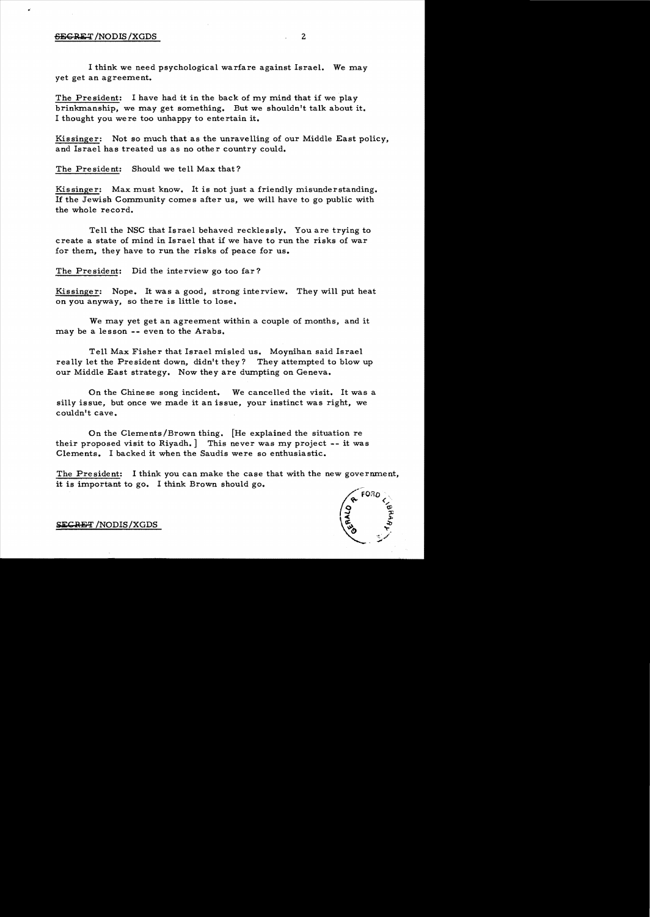I think we need psychological warfare against Israel. We may yet get an agreement.

The President: I have had it in the back of my mind that if we play brinkmanship, we may get something. But we shouldn't talk about it. I thought you were too unhappy to entertain it.

Kissinger: Not so much that as the unravelling of our Middle East policy, and Israel has treated us as no other country could.

The President: Should we tell Max that?

Kissinger: Max must know. It is not just a friendly misunderstanding. If the Jewish Community comes after us, we will have to go public with the whole record.

Tell the NSC that Israel behaved recklessly. You are trying to create a state of mind in Israel that if we have to run the risks of war for them, they have to run the risks of peace for us.

The President: Did the interview go too far?

Kissinger: Nope. It was a good, strong interview. They will put heat on you anyway, so there is little to lose.

We may yet get an agreement within a couple of months, and it may be a lesson -- even to the Arabs.

Tell Max Fisher that Israel misled us. Moynihan said Israel really let the President down, didn't they? They attempted to blow up our Middle East strategy. Now they are dumpting on Geneva.

On the Chinese song incident. We cancelled the visit. It was a silly issue, but once we made it an issue, your instinct was right, we couldn't cave.

On the Clements/Brown thing. [He explained the situation re their proposed visit to Riyadh.] This never was my project -- it was Clements. I backed it when the Saudis were so enthusiastic.

The President: I think you can make the case that with the new government, it is important to go. I think Brown should go.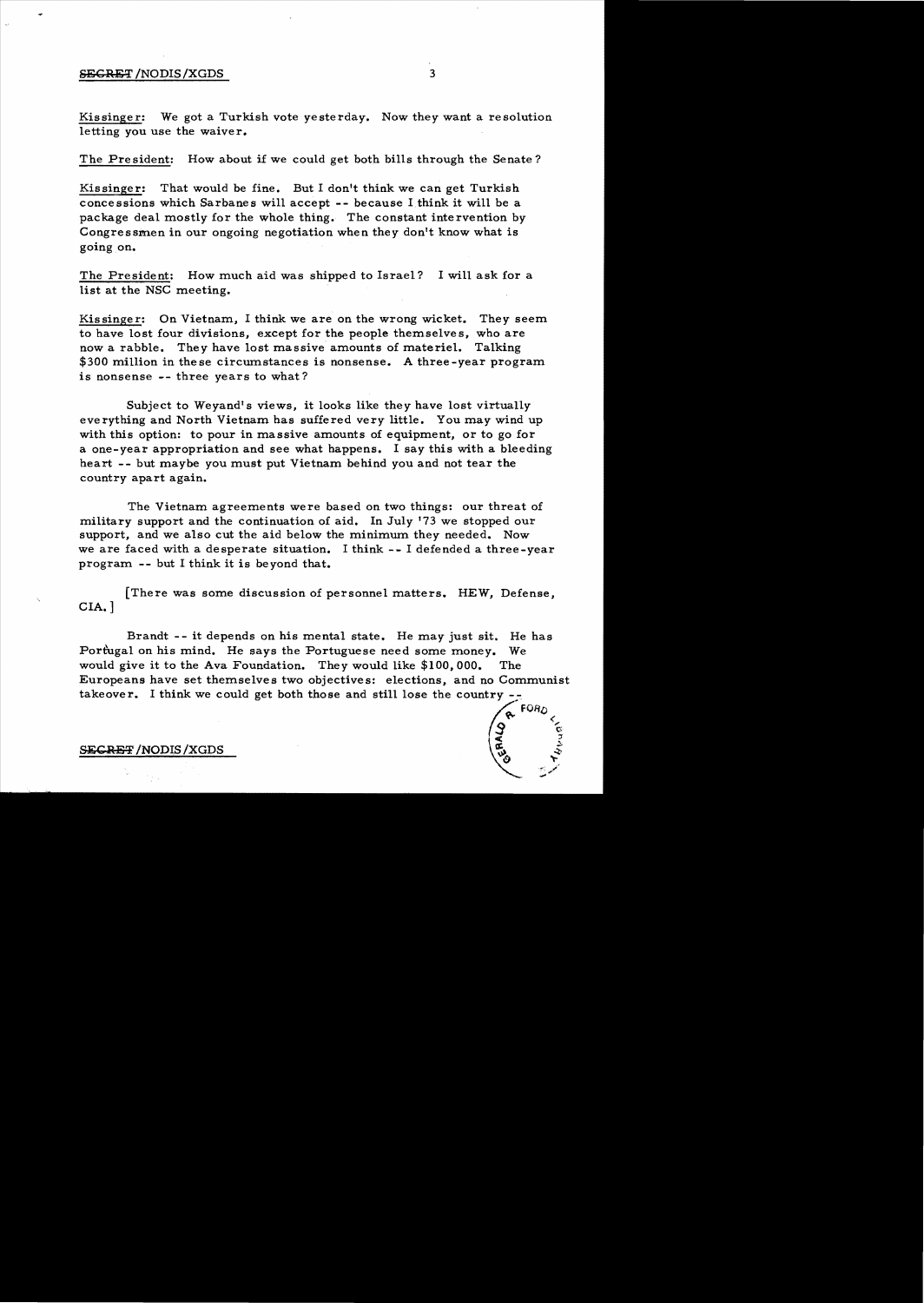Kissinger: We got a Turkish vote yesterday. Now they want a resolution letting you use the waiver.

The President: How about if we could get both bills through the Senate?

Kissinger: That would be fine. But I don't think we can get Turkish concessions which Sarbanes will accept -- because I think it will be a package deal mostly for the whole thing. The constant intervention by Congressmen in our ongoing negotiation when they don't know what is going on.

The President: How much aid was shipped to Israel? I will ask for a list at the NSC meeting.

Kissinger: On Vietnam, I think we are on the wrong wicket. They seem to have lost four divisions, except for the people themselves, who are now a rabble. They have lost massive amounts of materiel. Talking $300 million in these circumstances is nonsense. A three-year program is nonsense -- three years to what?

Subject to Weyand's views, it looks like they have lost virtually everything and North Vietnam has suffered very little. You may wind up with this option: to pour in massive amounts of equipment, or to go for a one-year appropriation and see what happens. I say this with a bleeding heart -- but maybe you must put Vietnam behind you and not tear the country apart again.

The Vietnam agreements were based on two things: our threat of military support and the continuation of aid. In July '73 we stopped our support, and we also cut the aid below the minimum they needed. Now we are faced with a desperate situation. I think -- I defended a three-year program -- but I think it is beyond that.

[There was some discussion of personnel matters. HEW, Defense, CIA.]

Brandt -- it depends on his mental state. He may just sit. He has Portugal on his mind. He says the Portuguese need some money. We would give it to the Ava Foundation. They would like $100,000. The Europeans have set themselves two objectives: elections, and no Communist takeover. I think we could get both those and still lose the country --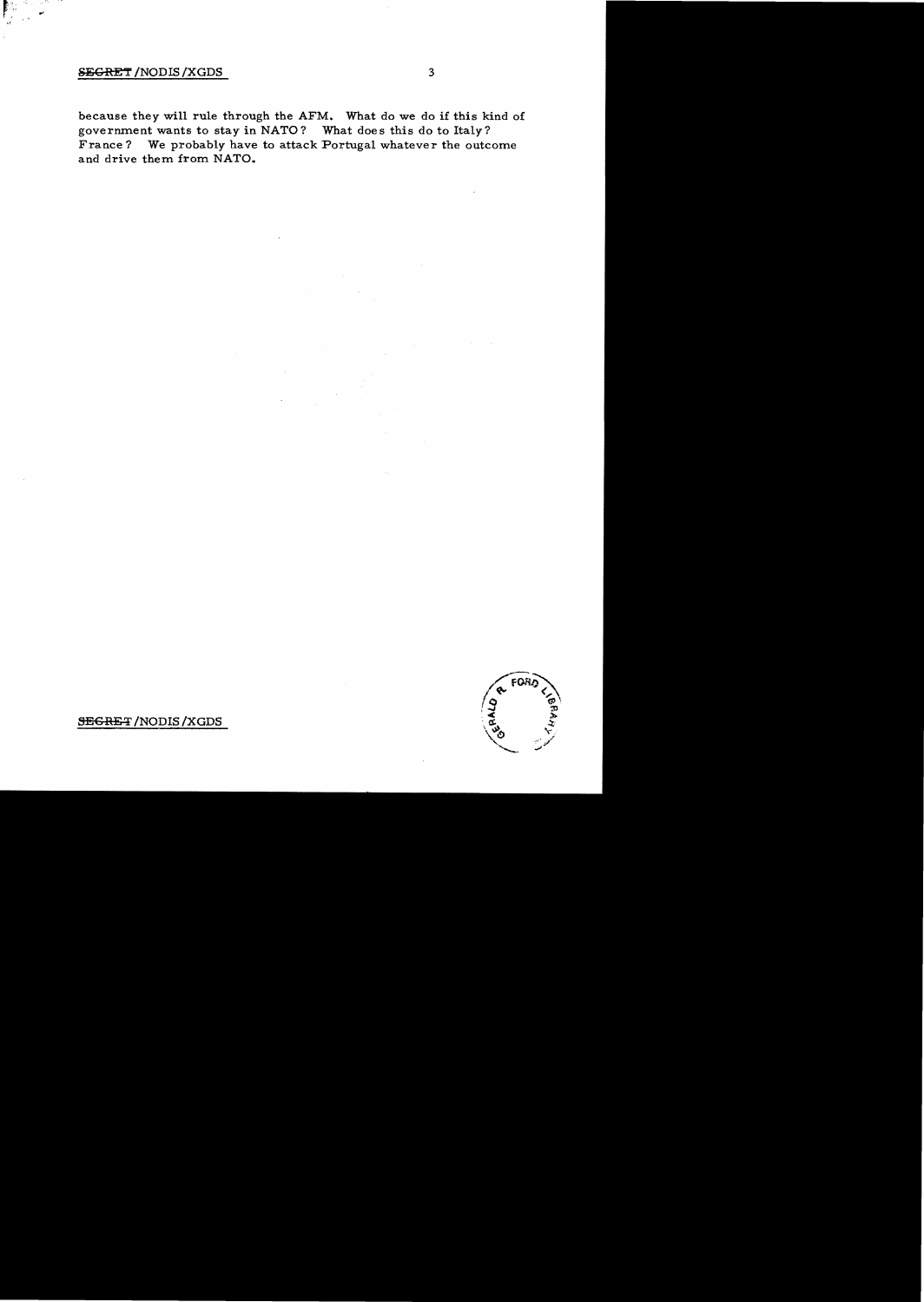because they will rule through the AFM. What do we do if this kind of government wants to stay in NATO? What does this do to Italy? France? We probably have to attack Portugal whatever the outcome and drive them from NATO.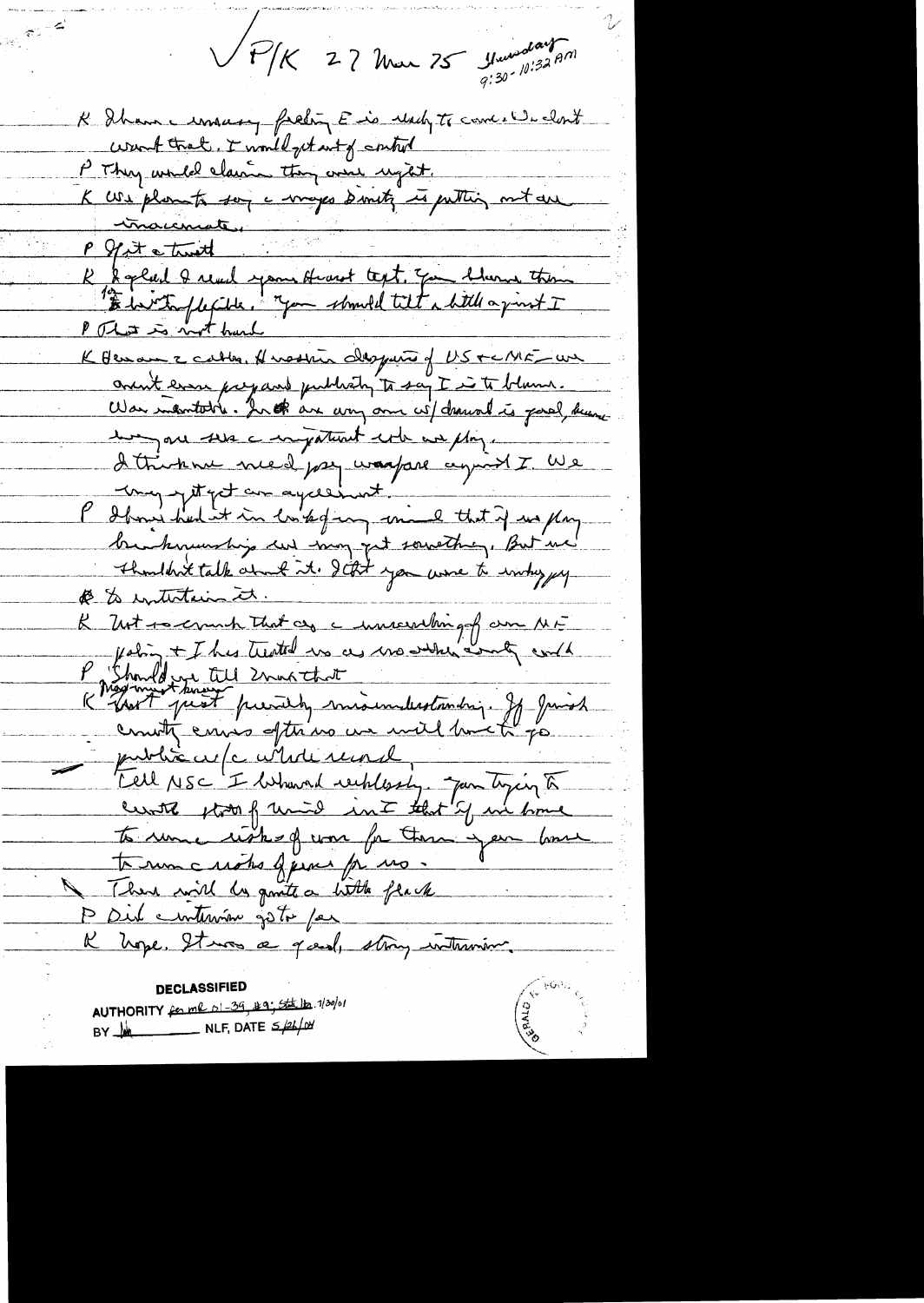√ P/K 27 Mar 75 Thursday 9:30 - 10:32 AM

K I have uneasy feeling E is ready to come. We don't want that. I would get out of control.

P They would claim they were right.

K We plan to say a major difficulty is putting out inaccurate.

P Get a truth.

K I glad I read your Hurst text. You blame them for [?] inflexible. You should tilt a little against I.

P That is not hard.

K Herman's cable. Horrified desperate of US & ME — we aren't even prepared publicly to say I is to blame. War inevitable. Israel are wrong, our w/drawal is good, because long one sees a important role we play. I think we need psy warfare against I. We may yet get an agreement.

P I have had it in back of my mind that if we play brinksmanship we may get something. But we shouldn't talk about it. I think you were too unhappy to entertain it.

K Not so much that as a unravelling of our ME policy & I has treated us as no other country could.

P Should we tell Sinai that

K They must know. Not just purely misunderstanding. If Israel country comes after us we will have to go public w/ a whole record. Tell NSC I behaved recklessly. Am trying to create state of mind in I that if we have to run a risk of war for them they have to run a risks of peace for us. There will be quite a little flack.

P Did intervening go too far

K Hope. It was a good, strong intervening.

**DECLASSIFIED**
AUTHORITY per MR 01-39, #9; State ltr. 7/30/01
BY [initials] NLF, DATE 5/26/04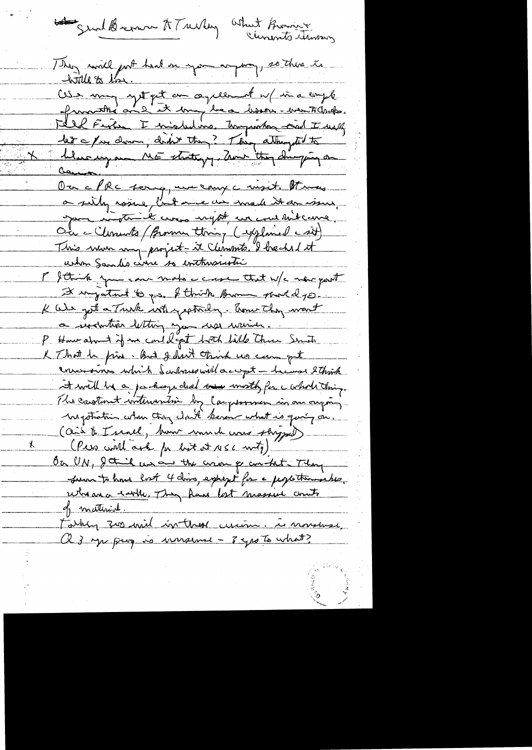~~Send~~ Send Brown to Turkey What Brown / Clements thinking

They will just beat on you anyway, so there is little to lose.

We may yet get an agreement w/ in a couple of months and it may be a lesson – even to Arabs.

Fddl Fisher I mistrust. Tungiston and I really let a few down, didn't they? They attempted to

X  blueing our ME strategy. Now they dumping on Carter.

On a PRC song, we carry c visit. It was a silly issue, but once we made it an issue, your instinct was right, we couldn't cave.

On c Clements/Brown thing (explained c sit) This was my project – it Clements. I backed it when Sandis were so enthusiastic

P I think you can make a case that w/c new govt it important to pass. I think Brown should go.

K We got a Turk with yesterday. Now they want a resolution letting you use waiver.

P How about if we could get both bills thru Senate

K That be fine. But I don't think we can get concessions which Sarbanes will accept – because I think it will be a package deal ~~one~~ worthy for c whole thing. The constant intervention by Congressmen in our ongoing negotiation when they don't know what is going on. (Aid to Israel, how much was shipped)

X  (Pres will ask for list at NSC mtg)

On UN, I think we are the wrong for combat. They seem to have lost 4 divs, except for a few thousand, who are a rabble. They have lost massive amounts of material.

Talking 300 mil in these areas. is nonsense. Q 3 yr prog is nonsense – 3 yrs to what?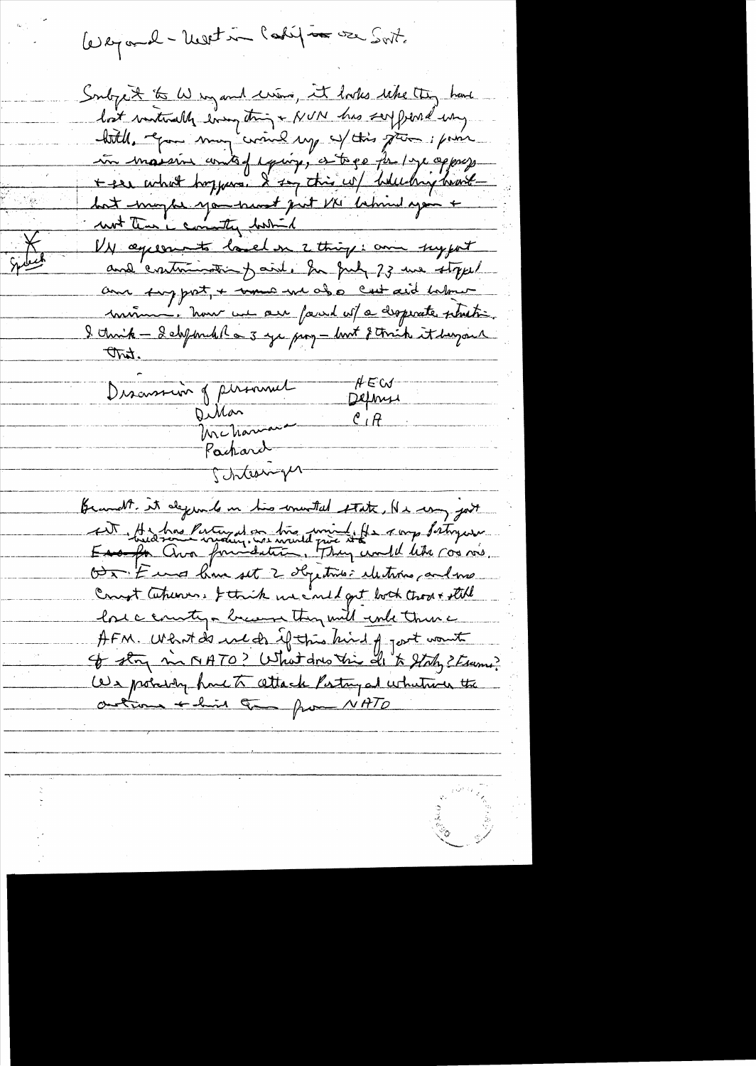Weyand - Next in Cabinet over Scott.

Subject to Weyand view, it looks like they have lost virtually everything + NVN has suffered very little. You may wind up w/ this option: pour in massive amts of equip, as to go for 1 yr approp + see what happens. I say this w/ bleeding heart — but maybe you must put VN behind you + not take country behind

Speech

VN experiments based on 2 things: our support and continuation of aid. In July 73 we stopped our support, + now we also cut aid below minimum. Now we are faced w/ a desperate situation. I think — I defended a 3 yr prog — but I think it beyond that.

Discussion of personnel — HEW, Dillon, Defense, McNamara, CIA, Packard, Schlesinger

Brandt. it depends on his mental state. He very just sat. He has Portugal on his mind. He says Portuguese — build some industry. We would give it to Euro foundation. They would like 100 mil. Ot. Euros have set 2 objectives: elections, and no Communist takeover. I think we could get both those + still lose a country — because they will vote them a AFM. What do we do if this kind of govt wants to stay in NATO? What does this do to Italy? Europe? We probably have to attack Portugal whatever the outcome + bar them from NATO